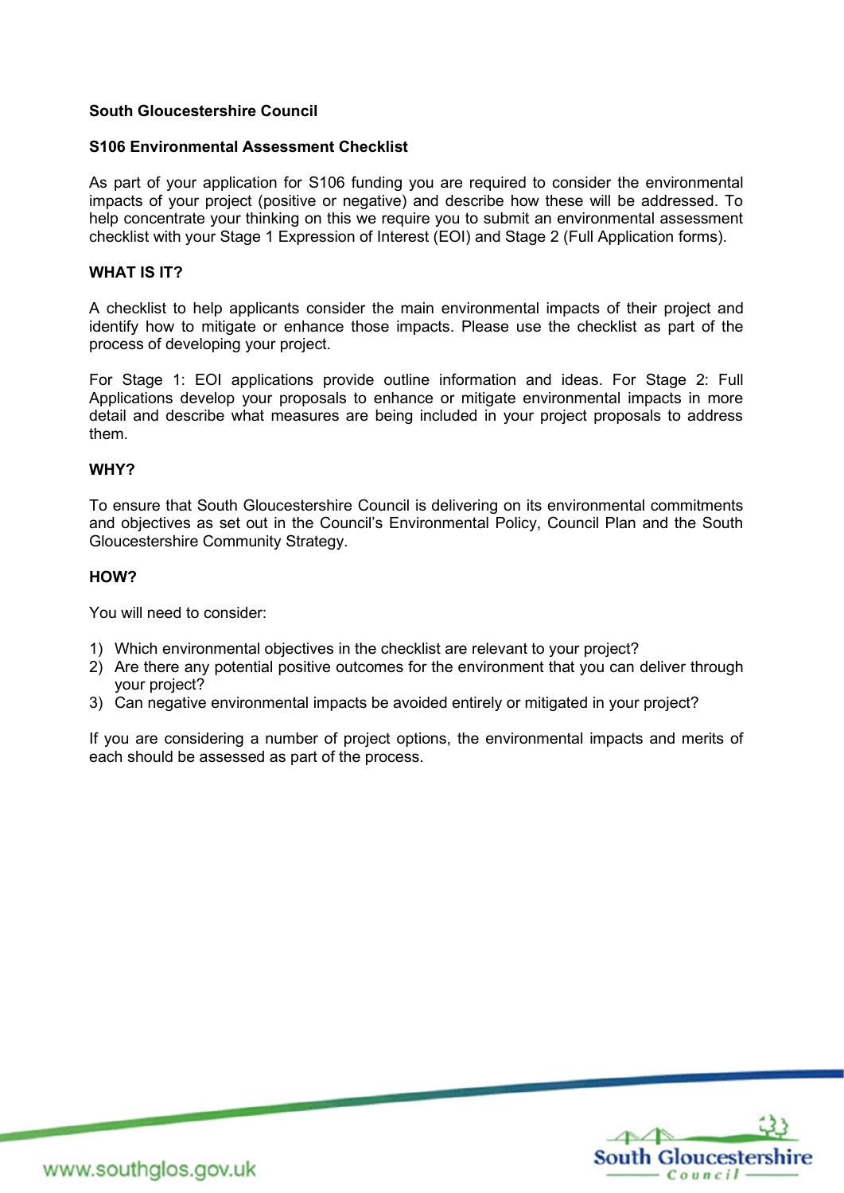**South Gloucestershire Council**

**S106 Environmental Assessment Checklist**

As part of your application for S106 funding you are required to consider the environmental impacts of your project (positive or negative) and describe how these will be addressed. To help concentrate your thinking on this we require you to submit an environmental assessment checklist with your Stage 1 Expression of Interest (EOI) and Stage 2 (Full Application forms).

**WHAT IS IT?**

A checklist to help applicants consider the main environmental impacts of their project and identify how to mitigate or enhance those impacts. Please use the checklist as part of the process of developing your project.

For Stage 1: EOI applications provide outline information and ideas. For Stage 2: Full Applications develop your proposals to enhance or mitigate environmental impacts in more detail and describe what measures are being included in your project proposals to address them.

**WHY?**

To ensure that South Gloucestershire Council is delivering on its environmental commitments and objectives as set out in the Council's Environmental Policy, Council Plan and the South Gloucestershire Community Strategy.

**HOW?**

You will need to consider:

1) Which environmental objectives in the checklist are relevant to your project?
2) Are there any potential positive outcomes for the environment that you can deliver through your project?
3) Can negative environmental impacts be avoided entirely or mitigated in your project?

If you are considering a number of project options, the environmental impacts and merits of each should be assessed as part of the process.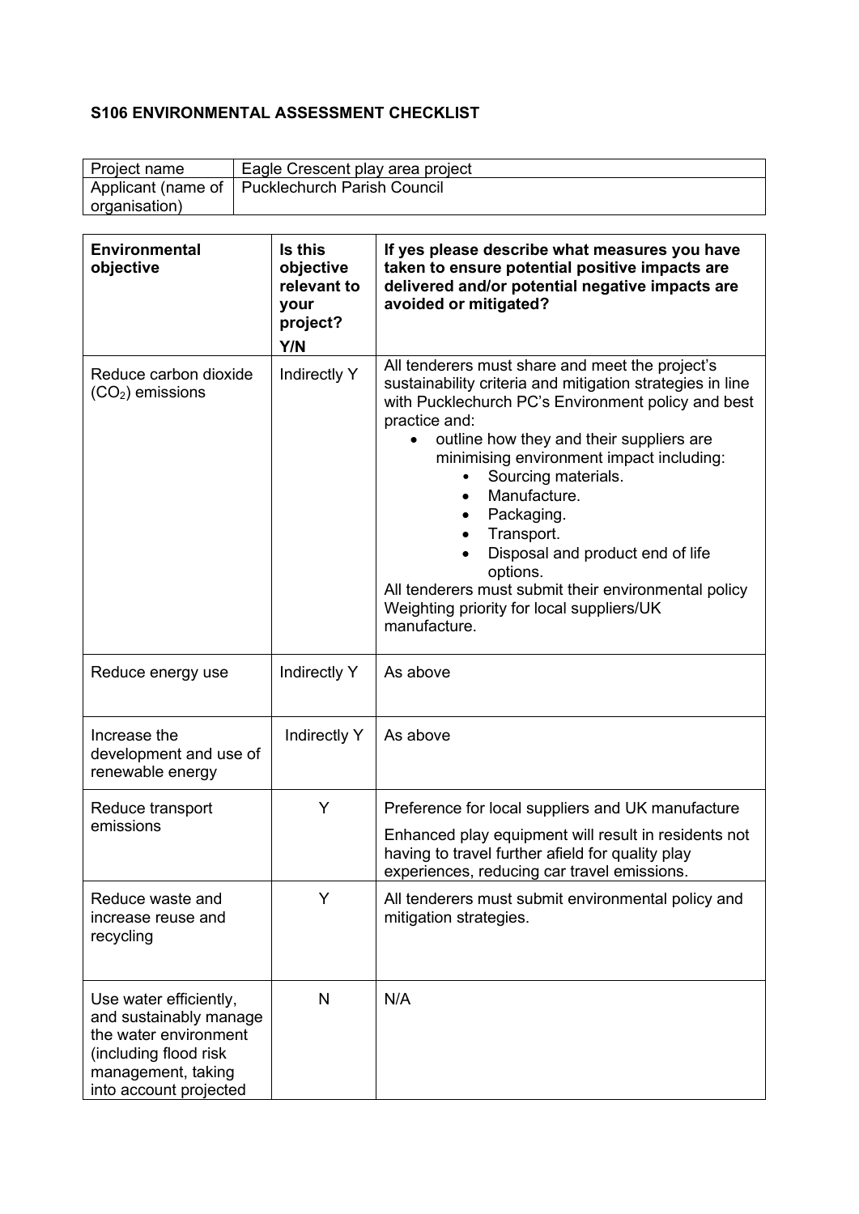**S106 ENVIRONMENTAL ASSESSMENT CHECKLIST**

| Project name | Eagle Crescent play area project |
|---|---|
| Applicant (name of organisation) | Pucklechurch Parish Council |

| Environmental objective | Is this objective relevant to your project? Y/N | If yes please describe what measures you have taken to ensure potential positive impacts are delivered and/or potential negative impacts are avoided or mitigated? |
|---|---|---|
| Reduce carbon dioxide ($CO_2$) emissions | Indirectly Y | All tenderers must share and meet the project's sustainability criteria and mitigation strategies in line with Pucklechurch PC's Environment policy and best practice and: <br>• outline how they and their suppliers are minimising environment impact including: <br>• Sourcing materials. <br>• Manufacture. <br>• Packaging. <br>• Transport. <br>• Disposal and product end of life options. <br>All tenderers must submit their environmental policy Weighting priority for local suppliers/UK manufacture. |
| Reduce energy use | Indirectly Y | As above |
| Increase the development and use of renewable energy | Indirectly Y | As above |
| Reduce transport emissions | Y | Preference for local suppliers and UK manufacture <br>Enhanced play equipment will result in residents not having to travel further afield for quality play experiences, reducing car travel emissions. |
| Reduce waste and increase reuse and recycling | Y | All tenderers must submit environmental policy and mitigation strategies. |
| Use water efficiently, and sustainably manage the water environment (including flood risk management, taking into account projected | N | N/A |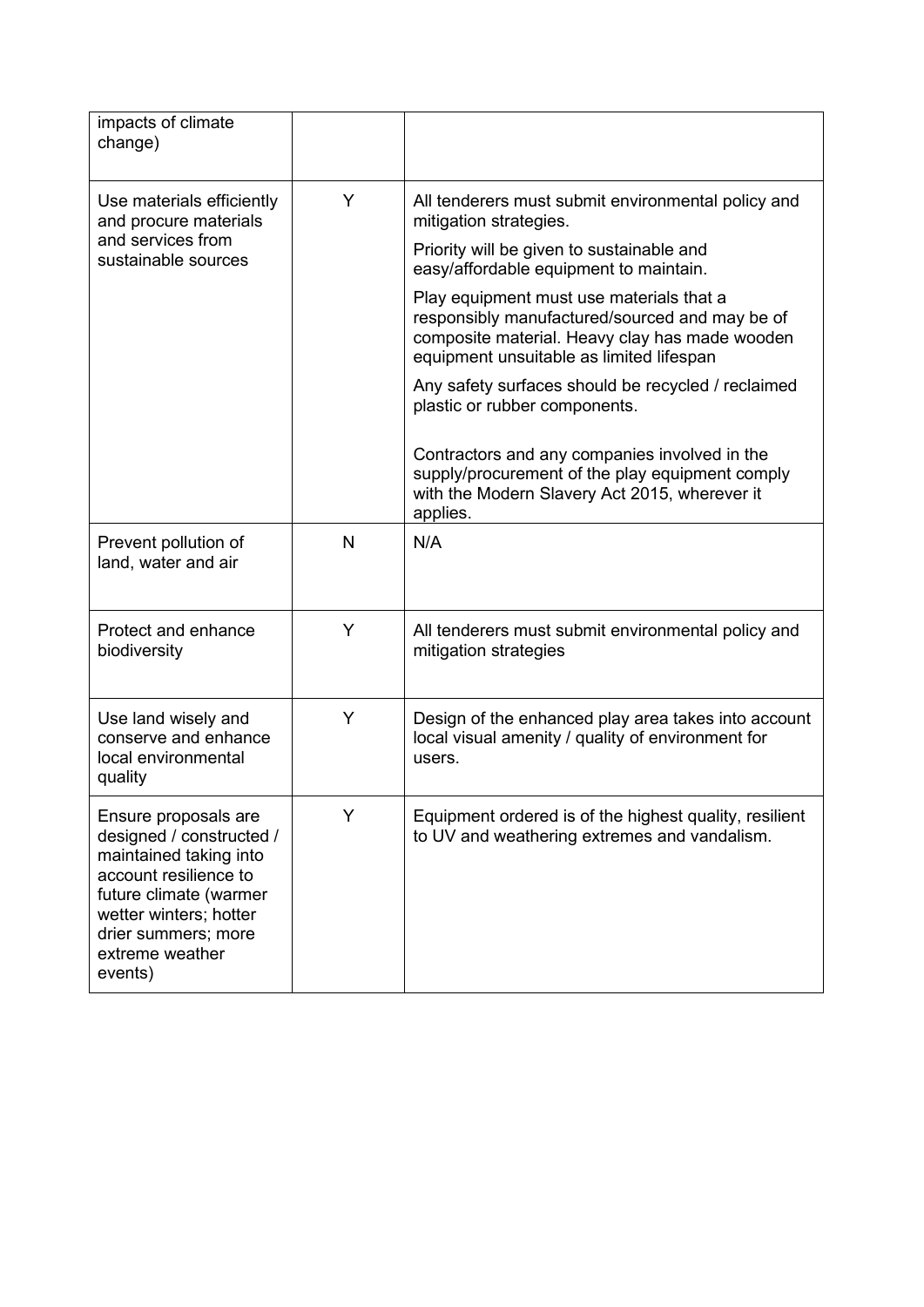| | | |
|---|---|---|
| impacts of climate change) | | |
| Use materials efficiently and procure materials and services from sustainable sources | Y | All tenderers must submit environmental policy and mitigation strategies.<br><br>Priority will be given to sustainable and easy/affordable equipment to maintain.<br><br>Play equipment must use materials that a responsibly manufactured/sourced and may be of composite material. Heavy clay has made wooden equipment unsuitable as limited lifespan<br><br>Any safety surfaces should be recycled / reclaimed plastic or rubber components.<br><br>Contractors and any companies involved in the supply/procurement of the play equipment comply with the Modern Slavery Act 2015, wherever it applies. |
| Prevent pollution of land, water and air | N | N/A |
| Protect and enhance biodiversity | Y | All tenderers must submit environmental policy and mitigation strategies |
| Use land wisely and conserve and enhance local environmental quality | Y | Design of the enhanced play area takes into account local visual amenity / quality of environment for users. |
| Ensure proposals are designed / constructed / maintained taking into account resilience to future climate (warmer wetter winters; hotter drier summers; more extreme weather events) | Y | Equipment ordered is of the highest quality, resilient to UV and weathering extremes and vandalism. |